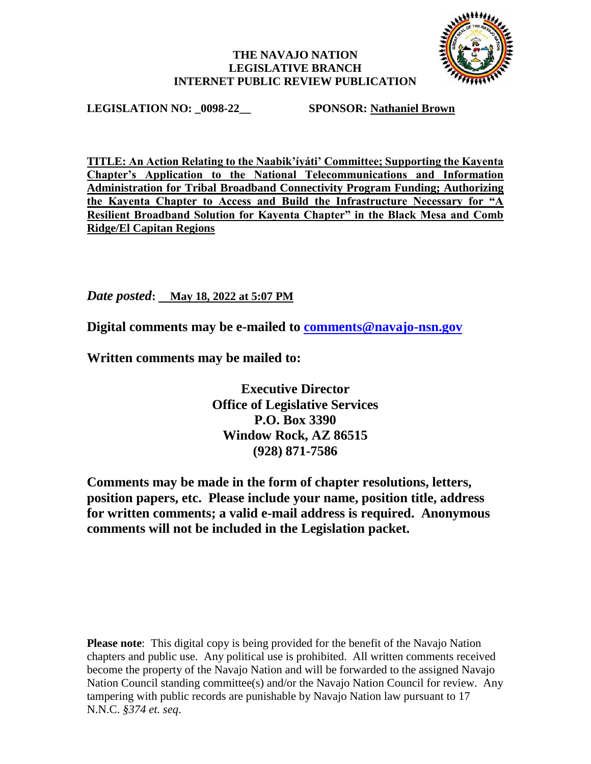**THE NAVAJO NATION**
**LEGISLATIVE BRANCH**
**INTERNET PUBLIC REVIEW PUBLICATION**

**LEGISLATION NO: _0098-22__** **SPONSOR: Nathaniel Brown**

**TITLE: An Action Relating to the Naabik'íyáti' Committee; Supporting the Kayenta Chapter's Application to the National Telecommunications and Information Administration for Tribal Broadband Connectivity Program Funding; Authorizing the Kayenta Chapter to Access and Build the Infrastructure Necessary for "A Resilient Broadband Solution for Kayenta Chapter" in the Black Mesa and Comb Ridge/El Capitan Regions**

***Date posted*: May 18, 2022 at 5:07 PM**

**Digital comments may be e-mailed to comments@navajo-nsn.gov**

**Written comments may be mailed to:**

**Executive Director**
**Office of Legislative Services**
**P.O. Box 3390**
**Window Rock, AZ 86515**
**(928) 871-7586**

**Comments may be made in the form of chapter resolutions, letters, position papers, etc. Please include your name, position title, address for written comments; a valid e-mail address is required. Anonymous comments will not be included in the Legislation packet.**

**Please note**: This digital copy is being provided for the benefit of the Navajo Nation chapters and public use. Any political use is prohibited. All written comments received become the property of the Navajo Nation and will be forwarded to the assigned Navajo Nation Council standing committee(s) and/or the Navajo Nation Council for review. Any tampering with public records are punishable by Navajo Nation law pursuant to 17 N.N.C. *§374 et. seq*.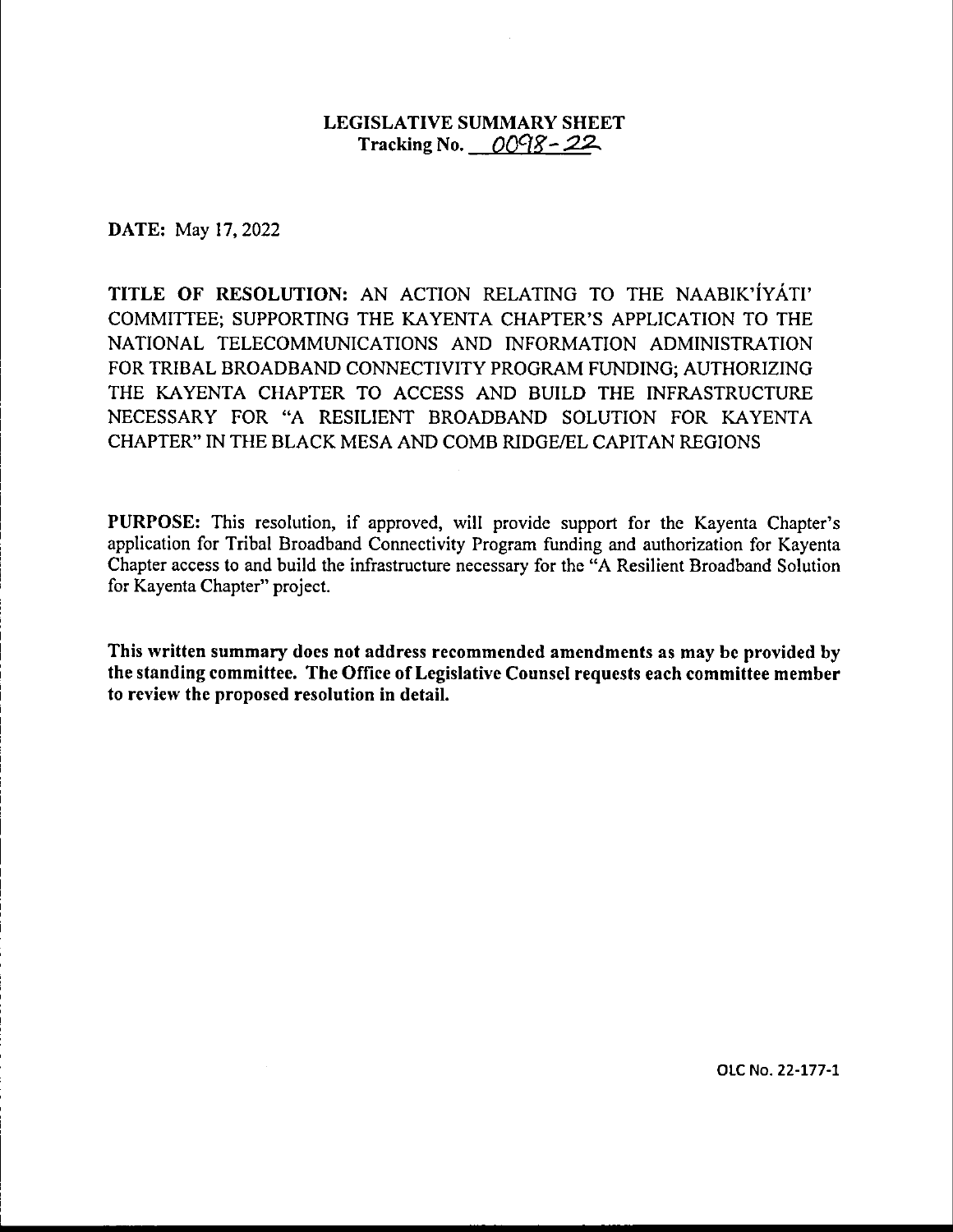# LEGISLATIVE SUMMARY SHEET

**Tracking No. \_\_0098-22\_\_**

**DATE:** May 17, 2022

**TITLE OF RESOLUTION:** AN ACTION RELATING TO THE NAABIK'ÍYÁTI' COMMITTEE; SUPPORTING THE KAYENTA CHAPTER'S APPLICATION TO THE NATIONAL TELECOMMUNICATIONS AND INFORMATION ADMINISTRATION FOR TRIBAL BROADBAND CONNECTIVITY PROGRAM FUNDING; AUTHORIZING THE KAYENTA CHAPTER TO ACCESS AND BUILD THE INFRASTRUCTURE NECESSARY FOR "A RESILIENT BROADBAND SOLUTION FOR KAYENTA CHAPTER" IN THE BLACK MESA AND COMB RIDGE/EL CAPITAN REGIONS

**PURPOSE:** This resolution, if approved, will provide support for the Kayenta Chapter's application for Tribal Broadband Connectivity Program funding and authorization for Kayenta Chapter access to and build the infrastructure necessary for the "A Resilient Broadband Solution for Kayenta Chapter" project.

**This written summary does not address recommended amendments as may be provided by the standing committee. The Office of Legislative Counsel requests each committee member to review the proposed resolution in detail.**

OLC No. 22-177-1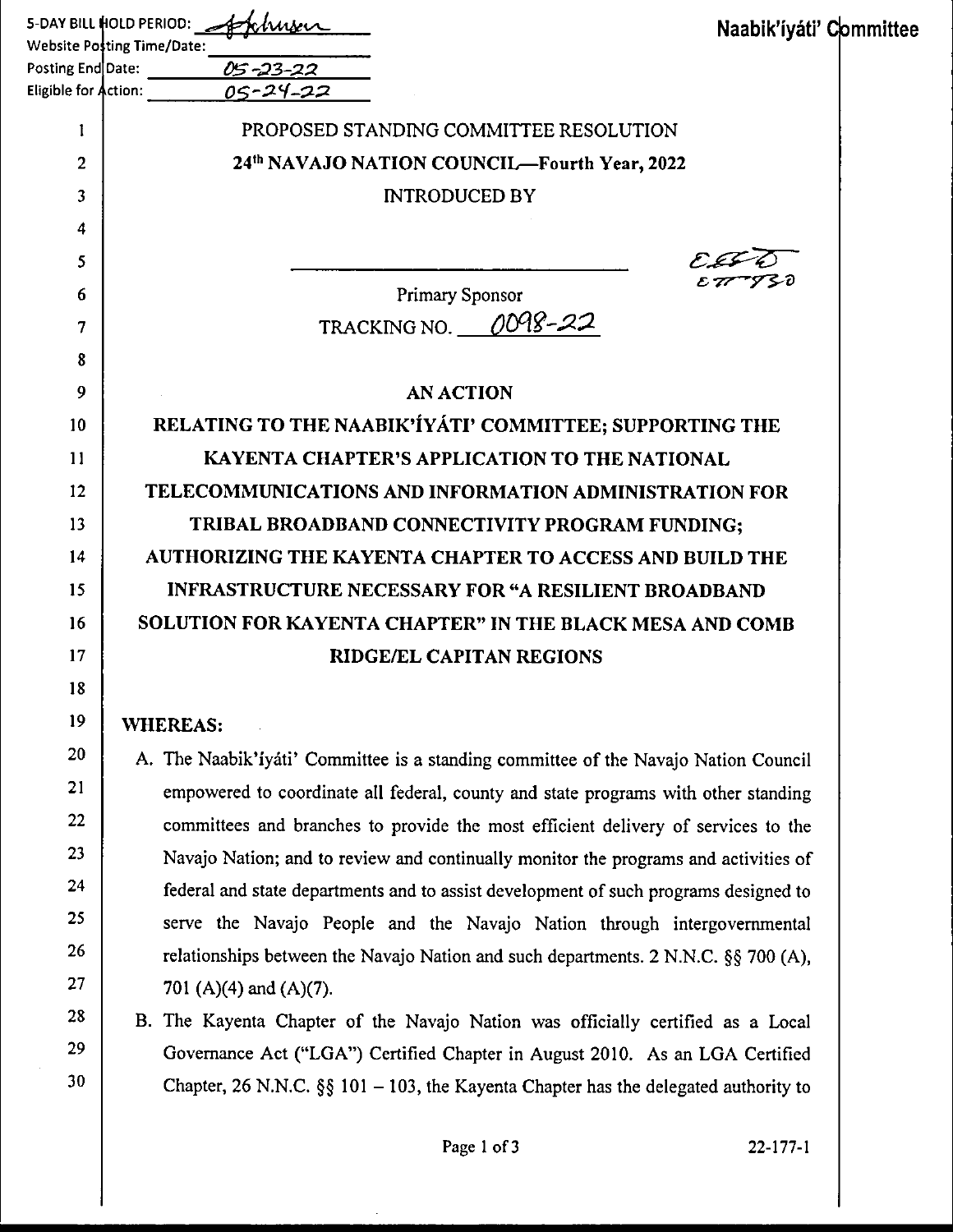5-DAY BILL HOLD PERIOD: [signature]
Website Posting Time/Date:
Posting End Date: 05-23-22
Eligible for Action: 05-24-22

Naabik'íyáti' Committee

PROPOSED STANDING COMMITTEE RESOLUTION

24th NAVAJO NATION COUNCIL—Fourth Year, 2022

INTRODUCED BY

_______________________________

Primary Sponsor

TRACKING NO. 0098-22

**AN ACTION**

**RELATING TO THE NAABIK'ÍYÁTI' COMMITTEE; SUPPORTING THE KAYENTA CHAPTER'S APPLICATION TO THE NATIONAL TELECOMMUNICATIONS AND INFORMATION ADMINISTRATION FOR TRIBAL BROADBAND CONNECTIVITY PROGRAM FUNDING; AUTHORIZING THE KAYENTA CHAPTER TO ACCESS AND BUILD THE INFRASTRUCTURE NECESSARY FOR "A RESILIENT BROADBAND SOLUTION FOR KAYENTA CHAPTER" IN THE BLACK MESA AND COMB RIDGE/EL CAPITAN REGIONS**

**WHEREAS:**

A. The Naabik'íyáti' Committee is a standing committee of the Navajo Nation Council empowered to coordinate all federal, county and state programs with other standing committees and branches to provide the most efficient delivery of services to the Navajo Nation; and to review and continually monitor the programs and activities of federal and state departments and to assist development of such programs designed to serve the Navajo People and the Navajo Nation through intergovernmental relationships between the Navajo Nation and such departments. 2 N.N.C. §§ 700 (A), 701 (A)(4) and (A)(7).

B. The Kayenta Chapter of the Navajo Nation was officially certified as a Local Governance Act ("LGA") Certified Chapter in August 2010. As an LGA Certified Chapter, 26 N.N.C. §§ 101 – 103, the Kayenta Chapter has the delegated authority to

22-177-1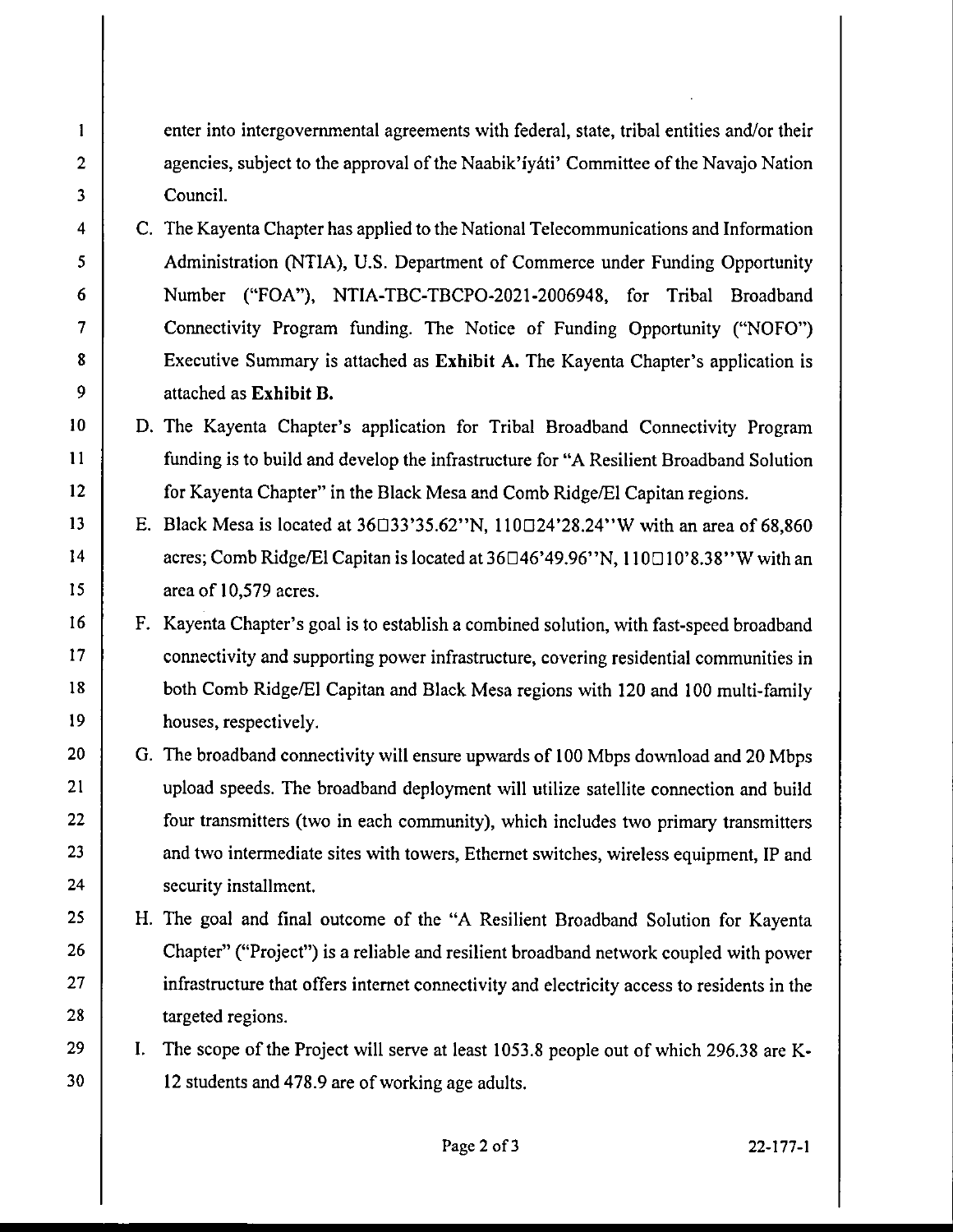enter into intergovernmental agreements with federal, state, tribal entities and/or their agencies, subject to the approval of the Naabik'íyáti' Committee of the Navajo Nation Council.

C. The Kayenta Chapter has applied to the National Telecommunications and Information Administration (NTIA), U.S. Department of Commerce under Funding Opportunity Number ("FOA"), NTIA-TBC-TBCPO-2021-2006948, for Tribal Broadband Connectivity Program funding. The Notice of Funding Opportunity ("NOFO") Executive Summary is attached as **Exhibit A.** The Kayenta Chapter's application is attached as **Exhibit B.**

D. The Kayenta Chapter's application for Tribal Broadband Connectivity Program funding is to build and develop the infrastructure for "A Resilient Broadband Solution for Kayenta Chapter" in the Black Mesa and Comb Ridge/El Capitan regions.

E. Black Mesa is located at 36□33'35.62"N, 110□24'28.24"W with an area of 68,860 acres; Comb Ridge/El Capitan is located at 36□46'49.96"N, 110□10'8.38"W with an area of 10,579 acres.

F. Kayenta Chapter's goal is to establish a combined solution, with fast-speed broadband connectivity and supporting power infrastructure, covering residential communities in both Comb Ridge/El Capitan and Black Mesa regions with 120 and 100 multi-family houses, respectively.

G. The broadband connectivity will ensure upwards of 100 Mbps download and 20 Mbps upload speeds. The broadband deployment will utilize satellite connection and build four transmitters (two in each community), which includes two primary transmitters and two intermediate sites with towers, Ethernet switches, wireless equipment, IP and security installment.

H. The goal and final outcome of the "A Resilient Broadband Solution for Kayenta Chapter" ("Project") is a reliable and resilient broadband network coupled with power infrastructure that offers internet connectivity and electricity access to residents in the targeted regions.

I. The scope of the Project will serve at least 1053.8 people out of which 296.38 are K-12 students and 478.9 are of working age adults.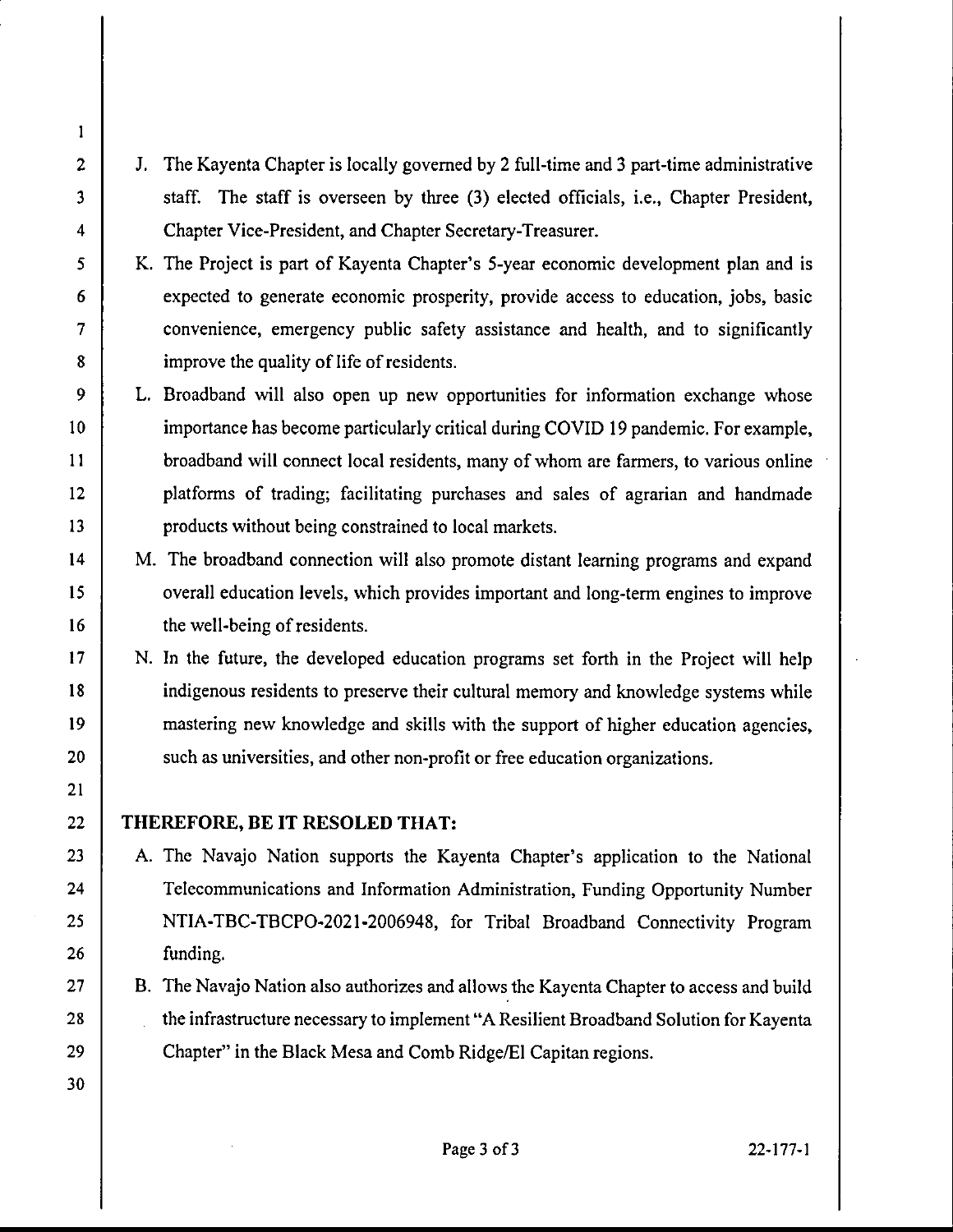J. The Kayenta Chapter is locally governed by 2 full-time and 3 part-time administrative staff. The staff is overseen by three (3) elected officials, i.e., Chapter President, Chapter Vice-President, and Chapter Secretary-Treasurer.

K. The Project is part of Kayenta Chapter's 5-year economic development plan and is expected to generate economic prosperity, provide access to education, jobs, basic convenience, emergency public safety assistance and health, and to significantly improve the quality of life of residents.

L. Broadband will also open up new opportunities for information exchange whose importance has become particularly critical during COVID 19 pandemic. For example, broadband will connect local residents, many of whom are farmers, to various online platforms of trading; facilitating purchases and sales of agrarian and handmade products without being constrained to local markets.

M. The broadband connection will also promote distant learning programs and expand overall education levels, which provides important and long-term engines to improve the well-being of residents.

N. In the future, the developed education programs set forth in the Project will help indigenous residents to preserve their cultural memory and knowledge systems while mastering new knowledge and skills with the support of higher education agencies, such as universities, and other non-profit or free education organizations.

**THEREFORE, BE IT RESOLED THAT:**

A. The Navajo Nation supports the Kayenta Chapter's application to the National Telecommunications and Information Administration, Funding Opportunity Number NTIA-TBC-TBCPO-2021-2006948, for Tribal Broadband Connectivity Program funding.

B. The Navajo Nation also authorizes and allows the Kayenta Chapter to access and build the infrastructure necessary to implement "A Resilient Broadband Solution for Kayenta Chapter" in the Black Mesa and Comb Ridge/El Capitan regions.

22-177-1